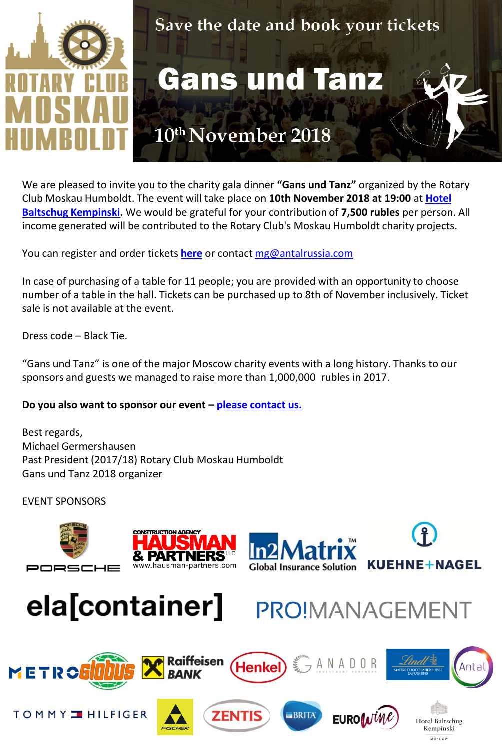ROTARY CLUB MOSKAU HUMBOLDT

Save the date and book your tickets

# Gans und Tanz

10th November 2018

We are pleased to invite you to the charity gala dinner **"Gans und Tanz"** organized by the Rotary Club Moskau Humboldt. The event will take place on **10th November 2018 at 19:00** at **Hotel Baltschug Kempinski.** We would be grateful for your contribution of **7,500 rubles** per person. All income generated will be contributed to the Rotary Club's Moskau Humboldt charity projects.

You can register and order tickets **here** or contact mg@antalrussia.com

In case of purchasing of a table for 11 people; you are provided with an opportunity to choose number of a table in the hall. Tickets can be purchased up to 8th of November inclusively. Ticket sale is not available at the event.

Dress code – Black Tie.

"Gans und Tanz" is one of the major Moscow charity events with a long history. Thanks to our sponsors and guests we managed to raise more than 1,000,000 rubles in 2017.

**Do you also want to sponsor our event – please contact us.**

Best regards,
Michael Germershausen
Past President (2017/18) Rotary Club Moskau Humboldt
Gans und Tanz 2018 organizer

EVENT SPONSORS

Porsche, Hausman & Partners (www.hausman-partners.com), In2Matrix Global Insurance Solution, Kuehne+Nagel, ela[container], PRO!MANAGEMENT, Metro, Globus, Raiffeisen Bank, Henkel, Anador, Lindt, Antal, Tommy Hilfiger, Fischer, Zentis, Brita, EuroWine, Hotel Baltschug Kempinski Moscow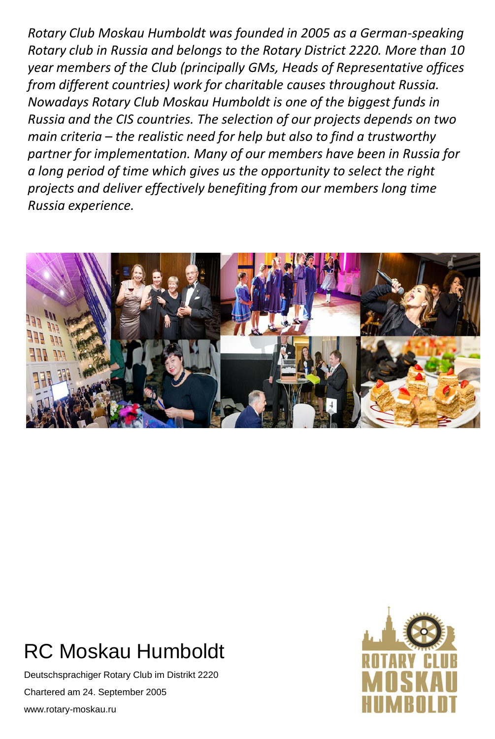*Rotary Club Moskau Humboldt was founded in 2005 as a German-speaking Rotary club in Russia and belongs to the Rotary District 2220. More than 10 year members of the Club (principally GMs, Heads of Representative offices from different countries) work for charitable causes throughout Russia. Nowadays Rotary Club Moskau Humboldt is one of the biggest funds in Russia and the CIS countries. The selection of our projects depends on two main criteria – the realistic need for help but also to find a trustworthy partner for implementation. Many of our members have been in Russia for a long period of time which gives us the opportunity to select the right projects and deliver effectively benefiting from our members long time Russia experience.*

# RC Moskau Humboldt

Deutschsprachiger Rotary Club im Distrikt 2220

Chartered am 24. September 2005

www.rotary-moskau.ru

ROTARY CLUB MOSKAU HUMBOLDT